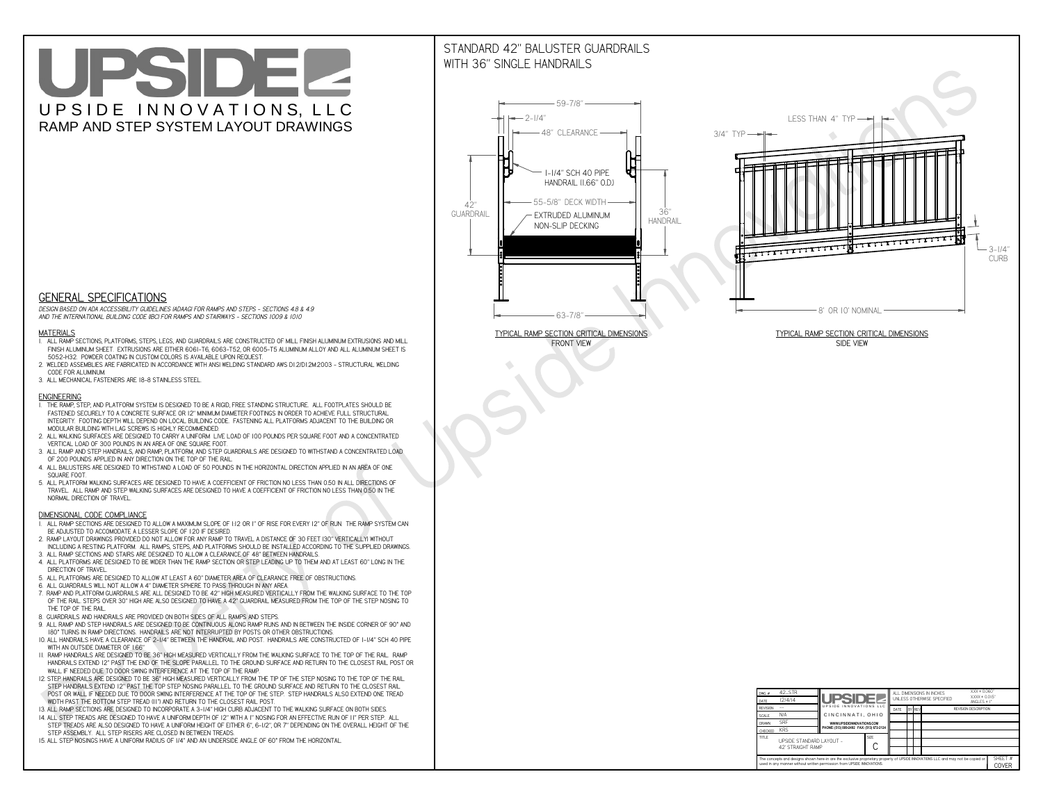# UPSIDE

UPSIDE INNOVATIONS, LLC

RAMP AND STEP SYSTEM LAYOUT DRAWINGS

## STANDARD 42" BALUSTER GUARDRAILS WITH 36" SINGLE HANDRAILS

59-7/8"
2-1/4"
48" CLEARANCE
1-1/4" SCH 40 PIPE HANDRAIL (1.66" O.D.)
42" GUARDRAIL
55-5/8" DECK WIDTH
EXTRUDED ALUMINUM NON-SLIP DECKING
36" HANDRAIL
63-7/8"

TYPICAL RAMP SECTION: CRITICAL DIMENSIONS
FRONT VIEW

LESS THAN 4" TYP
3/4" TYP
3-1/4" CURB
8' OR 10' NOMINAL

TYPICAL RAMP SECTION: CRITICAL DIMENSIONS
SIDE VIEW

## GENERAL SPECIFICATIONS

*DESIGN BASED ON ADA ACCESSIBILITY GUIDELINES (ADAAG) FOR RAMPS AND STEPS - SECTIONS 4.8 & 4.9 AND THE INTERNATIONAL BUILDING CODE (IBC) FOR RAMPS AND STAIRWAYS - SECTIONS 1009 & 1010*

### MATERIALS

1. ALL RAMP SECTIONS, PLATFORMS, STEPS, LEGS, AND GUARDRAILS ARE CONSTRUCTED OF MILL FINISH ALUMINUM EXTRUSIONS AND MILL FINISH ALUMINUM SHEET. EXTRUSIONS ARE EITHER 6061-T6, 6063-T52, OR 6005-T5 ALUMINUM ALLOY AND ALL ALUMINUM SHEET IS 5052-H32. POWDER COATING IN CUSTOM COLORS IS AVAILABLE UPON REQUEST.
2. WELDED ASSEMBLIES ARE FABRICATED IN ACCORDANCE WITH ANSI WELDING STANDARD AWS D1.2/D1.2M:2003 - STRUCTURAL WELDING CODE FOR ALUMINUM.
3. ALL MECHANICAL FASTENERS ARE 18-8 STAINLESS STEEL.

### ENGINEERING

1. THE RAMP, STEP, AND PLATFORM SYSTEM IS DESIGNED TO BE A RIGID, FREE STANDING STRUCTURE. ALL FOOTPLATES SHOULD BE FASTENED SECURELY TO A CONCRETE SURFACE OR 12" MINIMUM DIAMETER FOOTINGS IN ORDER TO ACHIEVE FULL STRUCTURAL INTEGRITY. FOOTING DEPTH WILL DEPEND ON LOCAL BUILDING CODE. FASTENING ALL PLATFORMS ADJACENT TO THE BUILDING OR MODULAR BUILDING WITH LAG SCREWS IS HIGHLY RECOMMENDED.
2. ALL WALKING SURFACES ARE DESIGNED TO CARRY A UNIFORM LIVE LOAD OF 100 POUNDS PER SQUARE FOOT AND A CONCENTRATED VERTICAL LOAD OF 300 POUNDS IN AN AREA OF ONE SQUARE FOOT.
3. ALL RAMP AND STEP HANDRAILS, AND RAMP, PLATFORM, AND STEP GUARDRAILS ARE DESIGNED TO WITHSTAND A CONCENTRATED LOAD OF 200 POUNDS APPLIED IN ANY DIRECTION ON THE TOP OF THE RAIL.
4. ALL BALUSTERS ARE DESIGNED TO WITHSTAND A LOAD OF 50 POUNDS IN THE HORIZONTAL DIRECTION APPLIED IN AN AREA OF ONE SQUARE FOOT.
5. ALL PLATFORM WALKING SURFACES ARE DESIGNED TO HAVE A COEFFICIENT OF FRICTION NO LESS THAN 0.50 IN ALL DIRECTIONS OF TRAVEL. ALL RAMP AND STEP WALKING SURFACES ARE DESIGNED TO HAVE A COEFFICIENT OF FRICTION NO LESS THAN 0.50 IN THE NORMAL DIRECTION OF TRAVEL.

### DIMENSIONAL CODE COMPLIANCE

1. ALL RAMP SECTIONS ARE DESIGNED TO ALLOW A MAXIMUM SLOPE OF 1:12 OR 1" OF RISE FOR EVERY 12" OF RUN. THE RAMP SYSTEM CAN BE ADJUSTED TO ACCOMODATE A LESSER SLOPE OF 1:20 IF DESIRED.
2. RAMP LAYOUT DRAWINGS PROVIDED DO NOT ALLOW FOR ANY RAMP TO TRAVEL A DISTANCE OF 30 FEET (30" VERTICALLY) WITHOUT INCLUDING A RESTING PLATFORM. ALL RAMPS, STEPS, AND PLATFORMS SHOULD BE INSTALLED ACCORDING TO THE SUPPLIED DRAWINGS.
3. ALL RAMP SECTIONS AND STAIRS ARE DESIGNED TO ALLOW A CLEARANCE OF 48" BETWEEN HANDRAILS.
4. ALL PLATFORMS ARE DESIGNED TO BE WIDER THAN THE RAMP SECTION OR STEP LEADING UP TO THEM AND AT LEAST 60" LONG IN THE DIRECTION OF TRAVEL.
5. ALL PLATFORMS ARE DESIGNED TO ALLOW AT LEAST A 60" DIAMETER AREA OF CLEARANCE FREE OF OBSTRUCTIONS.
6. ALL GUARDRAILS WILL NOT ALLOW A 4" DIAMETER SPHERE TO PASS THROUGH IN ANY AREA.
7. RAMP AND PLATFORM GUARDRAILS ARE ALL DESIGNED TO BE 42" HIGH MEASURED VERTICALLY FROM THE WALKING SURFACE TO THE TOP OF THE RAIL. STEPS OVER 30" HIGH ARE ALSO DESIGNED TO HAVE A 42" GUARDRAIL MEASURED FROM THE TOP OF THE STEP NOSING TO THE TOP OF THE RAIL.
8. GUARDRAILS AND HANDRAILS ARE PROVIDED ON BOTH SIDES OF ALL RAMPS AND STEPS.
9. ALL RAMP AND STEP HANDRAILS ARE DESIGNED TO BE CONTINUOUS ALONG RAMP RUNS AND IN BETWEEN THE INSIDE CORNER OF 90° AND 180° TURNS IN RAMP DIRECTIONS. HANDRAILS ARE NOT INTERRUPTED BY POSTS OR OTHER OBSTRUCTIONS.
10. ALL HANDRAILS HAVE A CLEARANCE OF 2-1/4" BETWEEN THE HANDRAIL AND POST. HANDRAILS ARE CONSTRUCTED OF 1-1/4" SCH 40 PIPE WITH AN OUTSIDE DIAMETER OF 1.66"
11. RAMP HANDRAILS ARE DESIGNED TO BE 36" HIGH MEASURED VERTICALLY FROM THE WALKING SURFACE TO THE TOP OF THE RAIL. RAMP HANDRAILS EXTEND 12" PAST THE END OF THE SLOPE PARALLEL TO THE GROUND SURFACE AND RETURN TO THE CLOSEST RAIL POST OR WALL IF NEEDED DUE TO DOOR SWING INTERFERENCE AT THE TOP OF THE RAMP.
12. STEP HANDRAILS ARE DESIGNED TO BE 36" HIGH MEASURED VERTICALLY FROM THE TIP OF THE STEP NOSING TO THE TOP OF THE RAIL. STEP HANDRAILS EXTEND 12" PAST THE TOP STEP NOSING PARALLEL TO THE GROUND SURFACE AND RETURN TO THE CLOSEST RAIL POST OR WALL IF NEEDED DUE TO DOOR SWING INTERFERENCE AT THE TOP OF THE STEP. STEP HANDRAILS ALSO EXTEND ONE TREAD WIDTH PAST THE BOTTOM STEP TREAD (11") AND RETURN TO THE CLOSEST RAIL POST.
13. ALL RAMP SECTIONS ARE DESIGNED TO INCORPORATE A 3-1/4" HIGH CURB ADJACENT TO THE WALKING SURFACE ON BOTH SIDES.
14. ALL STEP TREADS ARE DESIGNED TO HAVE A UNIFORM DEPTH OF 12" WITH A 1" NOSING FOR AN EFFECTIVE RUN OF 11" PER STEP. ALL STEP TREADS ARE ALSO DESIGNED TO HAVE A UNIFORM HEIGHT OF EITHER 6", 6-1/2", OR 7" DEPENDING ON THE OVERALL HEIGHT OF THE STEP ASSEMBLY. ALL STEP RISERS ARE CLOSED IN BETWEEN TREADS.
15. ALL STEP NOSINGS HAVE A UNIFORM RADIUS OF 1/4" AND AN UNDERSIDE ANGLE OF 60° FROM THE HORIZONTAL.

| | | | |
|---|---|---|---|
| DWG # | 42_STR | UPSIDE INNOVATIONS LLC | ALL DIMENSIONS IN INCHES UNLESS OTHERWISE SPECIFIED. XXX = 0.060" XXXX = 0.015" ANGLES = 1° |
| DATE | 12/4/14 | CINCINNATI, OHIO | DATE / BY / REV / REVISION DESCRIPTION |
| REVISION | --- | WWW.UPSIDEINNOVATIONS.COM PHONE: (513) 889-2492 FAX: (513) 672-2124 | |
| SCALE | N/A | | |
| DRAWN | SRF | | |
| CHECKED | KRS | | |
| TITLE | UPSIDE STANDARD LAYOUT - 42' STRAIGHT RAMP | SIZE C | |

The concepts and designs shown here-in are the exclusive proprietary property of UPSIDE INNOVATIONS LLC and may not be copied or used in any manner without written permission from UPSIDE INNOVATIONS.

SHEET # COVER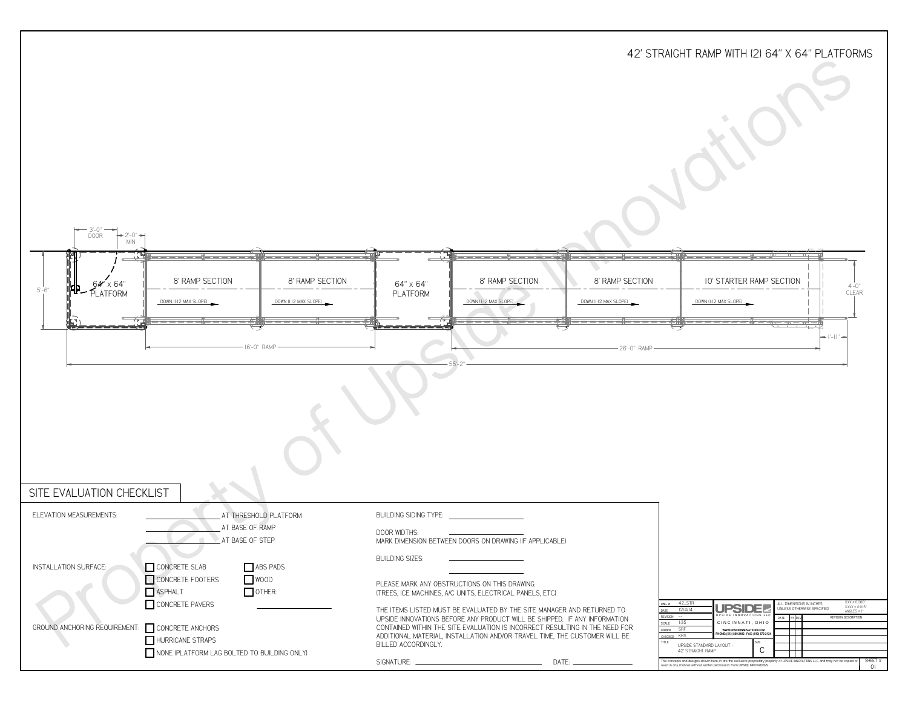# 42' STRAIGHT RAMP WITH (2) 64" X 64" PLATFORMS

3'-0" DOOR

2'-0" MIN

5'-6"

64" x 64" PLATFORM

8' RAMP SECTION

DOWN (1:12 MAX SLOPE)

8' RAMP SECTION

DOWN (1:12 MAX SLOPE)

64" x 64" PLATFORM

8' RAMP SECTION

DOWN (1:12 MAX SLOPE)

8' RAMP SECTION

DOWN (1:12 MAX SLOPE)

10' STARTER RAMP SECTION

DOWN (1:12 MAX SLOPE)

4'-0" CLEAR

1'-11"

16'-0" RAMP

26'-0" RAMP

55'-2"

Property of Upside Innovations

## SITE EVALUATION CHECKLIST

ELEVATION MEASUREMENTS:
- ______________ AT THRESHOLD PLATFORM
- ______________ AT BASE OF RAMP
- ______________ AT BASE OF STEP

INSTALLATION SURFACE:
- ☐ CONCRETE SLAB
- ☐ CONCRETE FOOTERS
- ☐ ASPHALT
- ☐ CONCRETE PAVERS
- ☐ ABS PADS
- ☐ WOOD
- ☐ OTHER ______________

GROUND ANCHORING REQUIREMENT:
- ☐ CONCRETE ANCHORS
- ☐ HURRICANE STRAPS
- ☐ NONE (PLATFORM LAG BOLTED TO BUILDING ONLY)

BUILDING SIDING TYPE: ______________

DOOR WIDTHS: ______________
MARK DIMENSION BETWEEN DOORS ON DRAWING (IF APPLICABLE)

BUILDING SIZES: ______________

______________

PLEASE MARK ANY OBSTRUCTIONS ON THIS DRAWING.
(TREES, ICE MACHINES, A/C UNITS, ELECTRICAL PANELS, ETC)

THE ITEMS LISTED MUST BE EVALUATED BY THE SITE MANAGER AND RETURNED TO UPSIDE INNOVATIONS BEFORE ANY PRODUCT WILL BE SHIPPED. IF ANY INFORMATION CONTAINED WITHIN THE SITE EVALUATION IS INCORRECT RESULTING IN THE NEED FOR ADDITIONAL MATERIAL, INSTALLATION AND/OR TRAVEL TIME, THE CUSTOMER WILL BE BILLED ACCORDINGLY.

SIGNATURE: ______________________ DATE: ______________

| | | | |
|---|---|---|---|
| DWG # | 42_STR | UPSIDE INNOVATIONS LLC | ALL DIMENSIONS IN INCHES UNLESS OTHERWISE SPECIFIED |
| DATE | 12/4/14 | CINCINNATI, OHIO | X.XX ± 0.060" X.XXX ± 0.015" ANGLES ± 1° |
| REVISION | --- | WWW.UPSIDEINNOVATIONS.COM | |
| SCALE | 1:35 | PHONE: (513) 889-2492 FAX: (513) 672-2124 | |
| DRAWN | SRF | | |
| CHECKED | KRS | | |
| TITLE | UPSIDE STANDARD LAYOUT - 42' STRAIGHT RAMP | SIZE C | |

| DATE | BY | REV | REVISION DESCRIPTION |
|---|---|---|---|
| | | | |

The concepts and designs shown here-in are the exclusive proprietary property of UPSIDE INNOVATIONS LLC and may not be copied or used in any manner without written permission from UPSIDE INNOVATIONS.

SHEET # 01